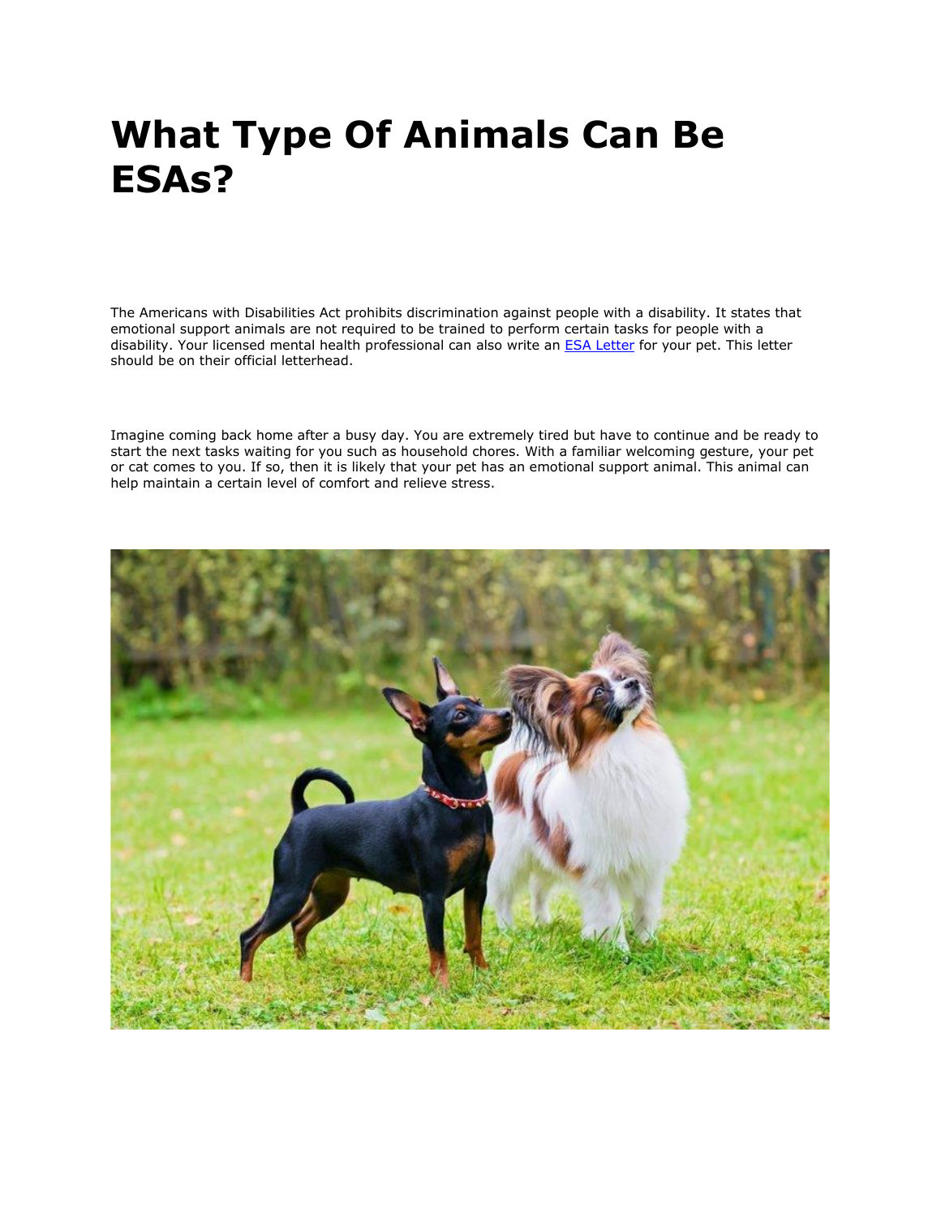# What Type Of Animals Can Be ESAs?

The Americans with Disabilities Act prohibits discrimination against people with a disability. It states that emotional support animals are not required to be trained to perform certain tasks for people with a disability. Your licensed mental health professional can also write an [ESA Letter] for your pet. This letter should be on their official letterhead.

Imagine coming back home after a busy day. You are extremely tired but have to continue and be ready to start the next tasks waiting for you such as household chores. With a familiar welcoming gesture, your pet or cat comes to you. If so, then it is likely that your pet has an emotional support animal. This animal can help maintain a certain level of comfort and relieve stress.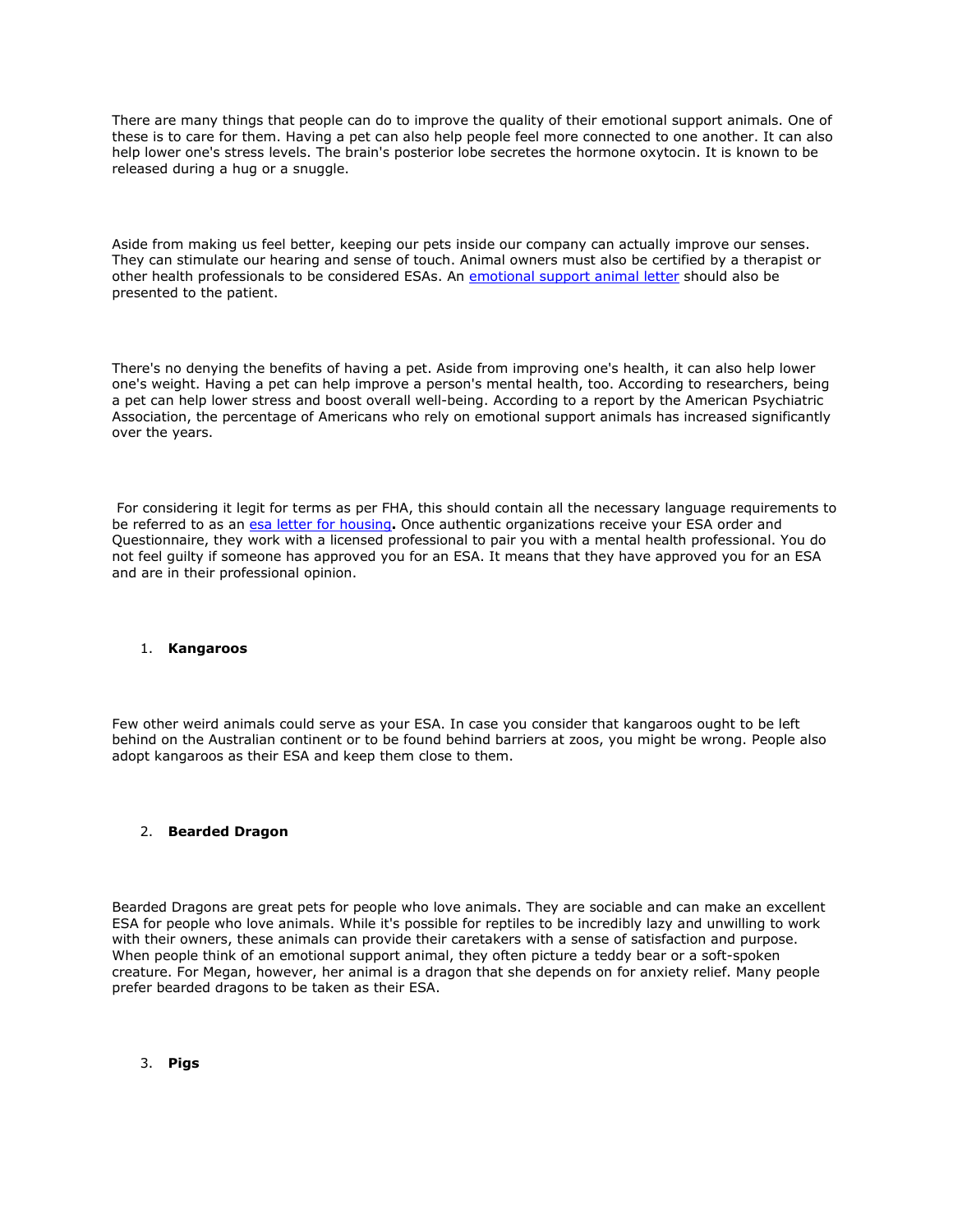There are many things that people can do to improve the quality of their emotional support animals. One of these is to care for them. Having a pet can also help people feel more connected to one another. It can also help lower one's stress levels. The brain's posterior lobe secretes the hormone oxytocin. It is known to be released during a hug or a snuggle.

Aside from making us feel better, keeping our pets inside our company can actually improve our senses. They can stimulate our hearing and sense of touch. Animal owners must also be certified by a therapist or other health professionals to be considered ESAs. An [emotional support animal letter]() should also be presented to the patient.

There's no denying the benefits of having a pet. Aside from improving one's health, it can also help lower one's weight. Having a pet can help improve a person's mental health, too. According to researchers, being a pet can help lower stress and boost overall well-being. According to a report by the American Psychiatric Association, the percentage of Americans who rely on emotional support animals has increased significantly over the years.

For considering it legit for terms as per FHA, this should contain all the necessary language requirements to be referred to as an [esa letter for housing]()**.** Once authentic organizations receive your ESA order and Questionnaire, they work with a licensed professional to pair you with a mental health professional. You do not feel guilty if someone has approved you for an ESA. It means that they have approved you for an ESA and are in their professional opinion.

1. **Kangaroos**

Few other weird animals could serve as your ESA. In case you consider that kangaroos ought to be left behind on the Australian continent or to be found behind barriers at zoos, you might be wrong. People also adopt kangaroos as their ESA and keep them close to them.

2. **Bearded Dragon**

Bearded Dragons are great pets for people who love animals. They are sociable and can make an excellent ESA for people who love animals. While it's possible for reptiles to be incredibly lazy and unwilling to work with their owners, these animals can provide their caretakers with a sense of satisfaction and purpose. When people think of an emotional support animal, they often picture a teddy bear or a soft-spoken creature. For Megan, however, her animal is a dragon that she depends on for anxiety relief. Many people prefer bearded dragons to be taken as their ESA.

3. **Pigs**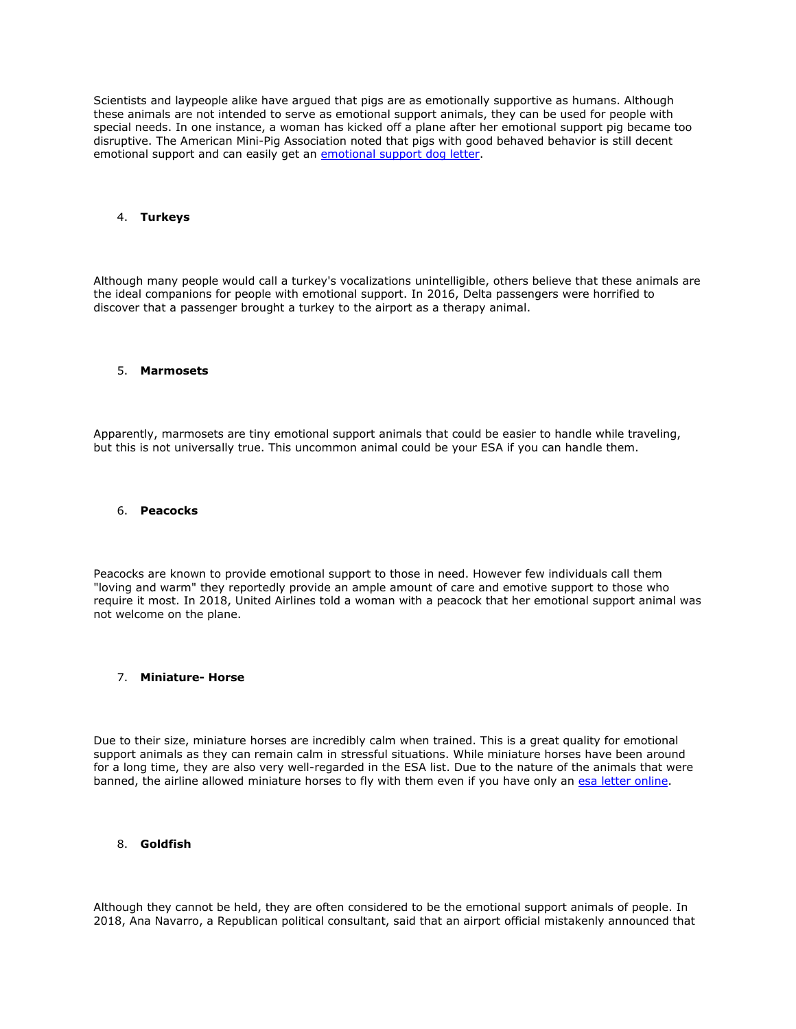Scientists and laypeople alike have argued that pigs are as emotionally supportive as humans. Although these animals are not intended to serve as emotional support animals, they can be used for people with special needs. In one instance, a woman has kicked off a plane after her emotional support pig became too disruptive. The American Mini-Pig Association noted that pigs with good behaved behavior is still decent emotional support and can easily get an [emotional support dog letter]().

4. **Turkeys**

Although many people would call a turkey's vocalizations unintelligible, others believe that these animals are the ideal companions for people with emotional support. In 2016, Delta passengers were horrified to discover that a passenger brought a turkey to the airport as a therapy animal.

5. **Marmosets**

Apparently, marmosets are tiny emotional support animals that could be easier to handle while traveling, but this is not universally true. This uncommon animal could be your ESA if you can handle them.

6. **Peacocks**

Peacocks are known to provide emotional support to those in need. However few individuals call them "loving and warm" they reportedly provide an ample amount of care and emotive support to those who require it most. In 2018, United Airlines told a woman with a peacock that her emotional support animal was not welcome on the plane.

7. **Miniature- Horse**

Due to their size, miniature horses are incredibly calm when trained. This is a great quality for emotional support animals as they can remain calm in stressful situations. While miniature horses have been around for a long time, they are also very well-regarded in the ESA list. Due to the nature of the animals that were banned, the airline allowed miniature horses to fly with them even if you have only an [esa letter online]().

8. **Goldfish**

Although they cannot be held, they are often considered to be the emotional support animals of people. In 2018, Ana Navarro, a Republican political consultant, said that an airport official mistakenly announced that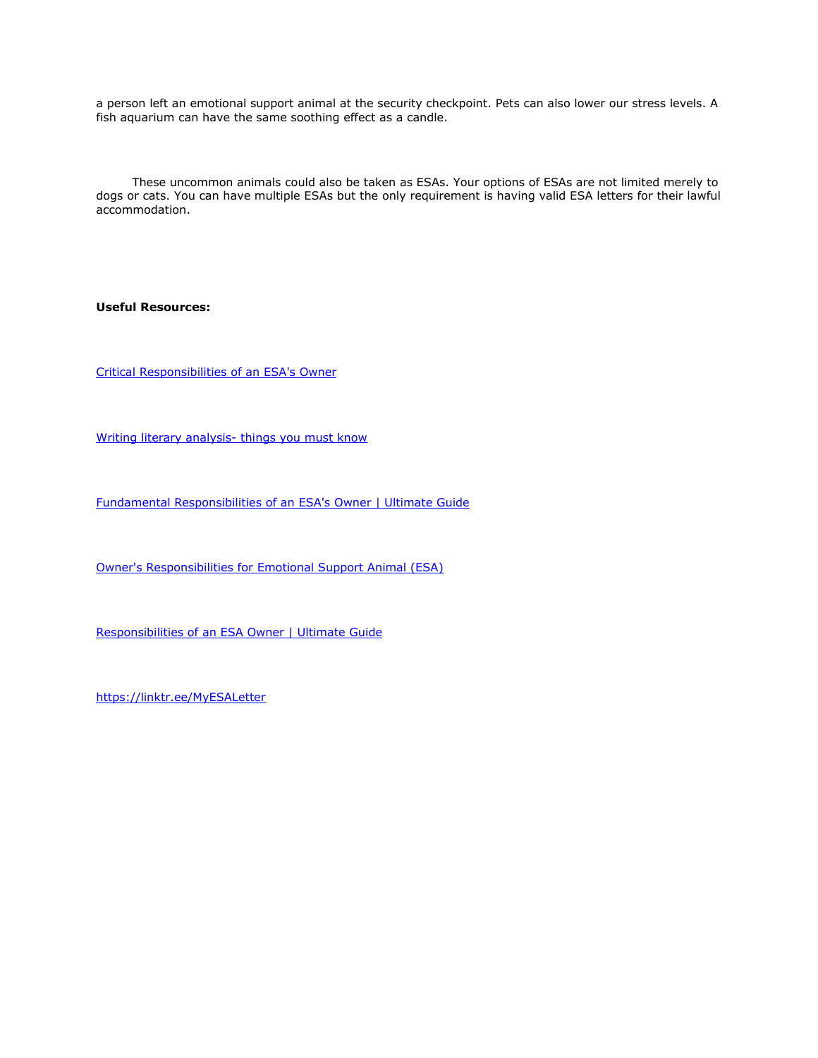a person left an emotional support animal at the security checkpoint. Pets can also lower our stress levels. A fish aquarium can have the same soothing effect as a candle.

These uncommon animals could also be taken as ESAs. Your options of ESAs are not limited merely to dogs or cats. You can have multiple ESAs but the only requirement is having valid ESA letters for their lawful accommodation.

**Useful Resources:**

Critical Responsibilities of an ESA's Owner

Writing literary analysis- things you must know

Fundamental Responsibilities of an ESA's Owner | Ultimate Guide

Owner's Responsibilities for Emotional Support Animal (ESA)

Responsibilities of an ESA Owner | Ultimate Guide

https://linktr.ee/MyESALetter